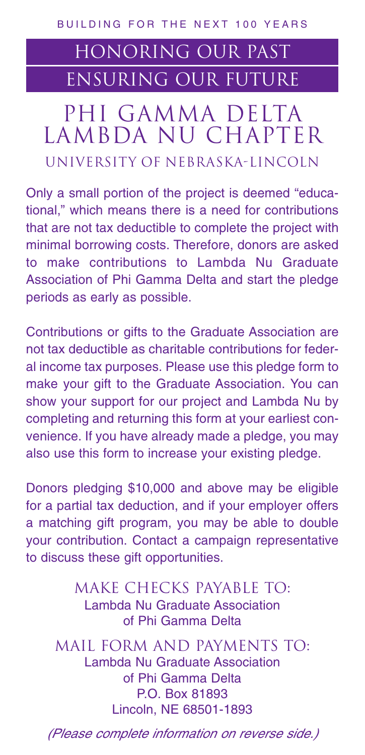BUILDING FOR THE NEXT 100 YEARS

# HONORING OUR PAST
# ENSURING OUR FUTURE

## PHI GAMMA DELTA LAMBDA NU CHAPTER

### UNIVERSITY OF NEBRASKA-LINCOLN

Only a small portion of the project is deemed "educational," which means there is a need for contributions that are not tax deductible to complete the project with minimal borrowing costs. Therefore, donors are asked to make contributions to Lambda Nu Graduate Association of Phi Gamma Delta and start the pledge periods as early as possible.

Contributions or gifts to the Graduate Association are not tax deductible as charitable contributions for federal income tax purposes. Please use this pledge form to make your gift to the Graduate Association. You can show your support for our project and Lambda Nu by completing and returning this form at your earliest convenience. If you have already made a pledge, you may also use this form to increase your existing pledge.

Donors pledging $10,000 and above may be eligible for a partial tax deduction, and if your employer offers a matching gift program, you may be able to double your contribution. Contact a campaign representative to discuss these gift opportunities.

### MAKE CHECKS PAYABLE TO:

Lambda Nu Graduate Association
of Phi Gamma Delta

### MAIL FORM AND PAYMENTS TO:

Lambda Nu Graduate Association
of Phi Gamma Delta
P.O. Box 81893
Lincoln, NE 68501-1893

*(Please complete information on reverse side.)*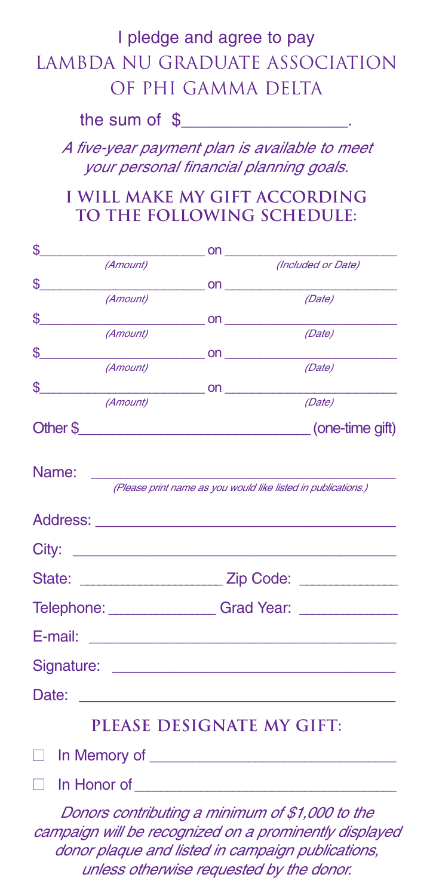# I pledge and agree to pay LAMBDA NU GRADUATE ASSOCIATION OF PHI GAMMA DELTA

the sum of $__________________.

*A five-year payment plan is available to meet your personal financial planning goals.*

## I WILL MAKE MY GIFT ACCORDING TO THE FOLLOWING SCHEDULE:

$______________________ on ______________________
*(Amount)* *(Included or Date)*

$______________________ on ______________________
*(Amount)* *(Date)*

$______________________ on ______________________
*(Amount)* *(Date)*

$______________________ on ______________________
*(Amount)* *(Date)*

$______________________ on ______________________
*(Amount)* *(Date)*

Other $______________________________ (one-time gift)

Name: ______________________________________________
*(Please print name as you would like listed in publications.)*

Address: ____________________________________________

City: _______________________________________________

State: __________________ Zip Code: ____________

Telephone: ______________ Grad Year: ____________

E-mail: ____________________________________________

Signature: __________________________________________

Date: ______________________________________________

## PLEASE DESIGNATE MY GIFT:

☐ In Memory of ______________________________

☐ In Honor of ______________________________

*Donors contributing a minimum of $1,000 to the campaign will be recognized on a prominently displayed donor plaque and listed in campaign publications, unless otherwise requested by the donor.*